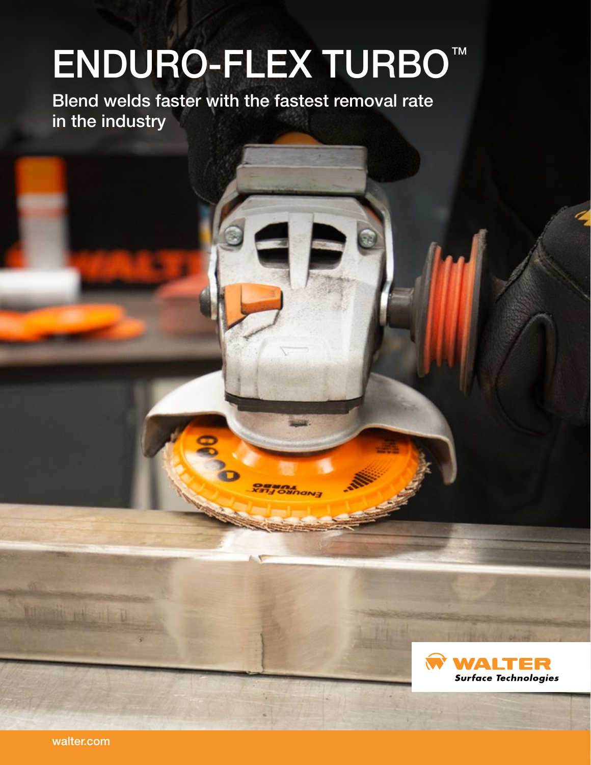# ENDURO-FLEX TURBO™

Blend welds faster with the fastest removal rate in the industry

WALTER
*Surface Technologies*

walter.com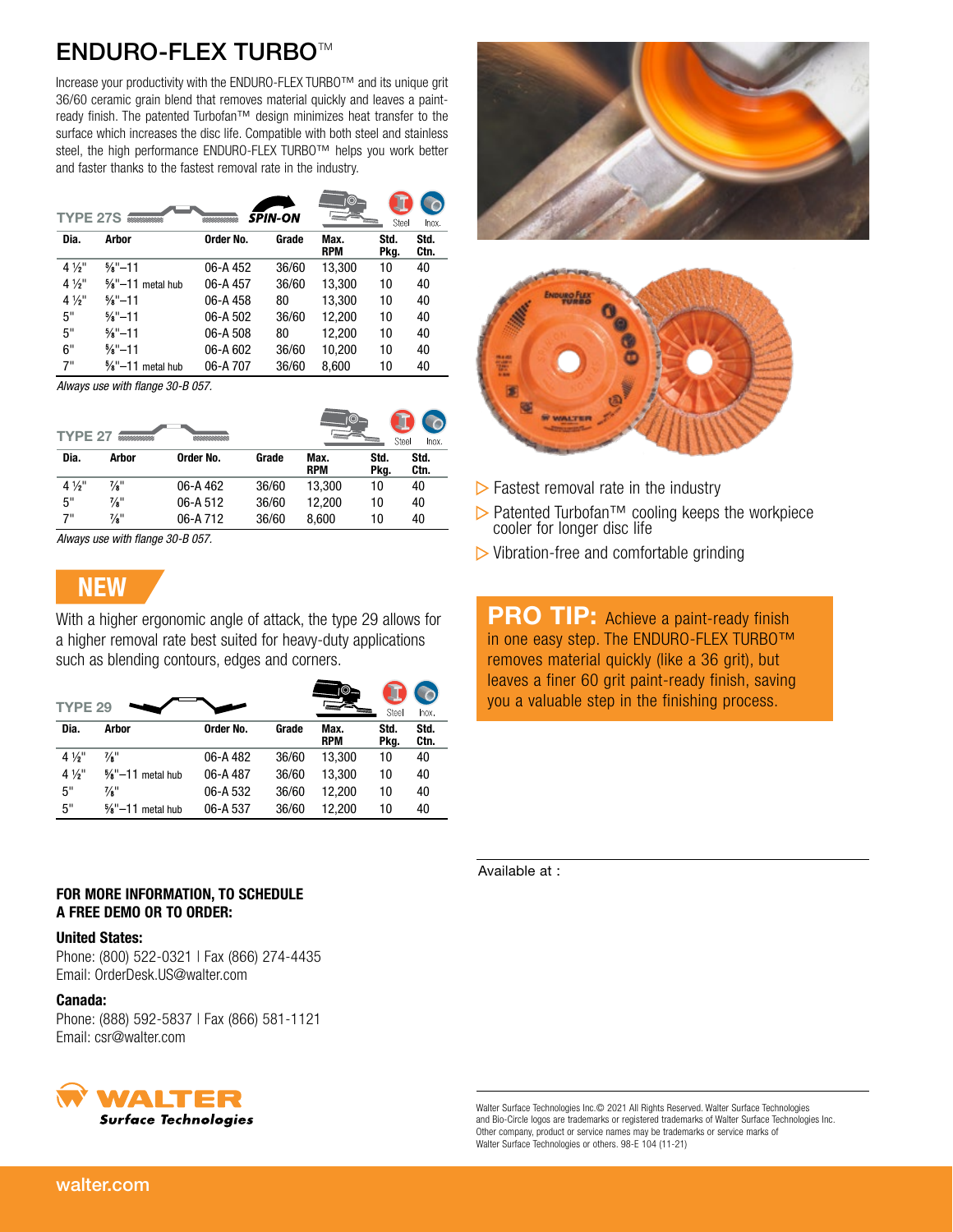# ENDURO-FLEX TURBO™

Increase your productivity with the ENDURO-FLEX TURBO™ and its unique grit 36/60 ceramic grain blend that removes material quickly and leaves a paint-ready finish. The patented Turbofan™ design minimizes heat transfer to the surface which increases the disc life. Compatible with both steel and stainless steel, the high performance ENDURO-FLEX TURBO™ helps you work better and faster thanks to the fastest removal rate in the industry.

TYPE 27S SPIN-ON Steel Inox.

| Dia. | Arbor | Order No. | Grade | Max. RPM | Std. Pkg. | Std. Ctn. |
|---|---|---|---|---|---|---|
| 4 ½" | ⅝"–11 | 06-A 452 | 36/60 | 13,300 | 10 | 40 |
| 4 ½" | ⅝"–11 metal hub | 06-A 457 | 36/60 | 13,300 | 10 | 40 |
| 4 ½" | ⅝"–11 | 06-A 458 | 80 | 13,300 | 10 | 40 |
| 5" | ⅝"–11 | 06-A 502 | 36/60 | 12,200 | 10 | 40 |
| 5" | ⅝"–11 | 06-A 508 | 80 | 12,200 | 10 | 40 |
| 6" | ⅝"–11 | 06-A 602 | 36/60 | 10,200 | 10 | 40 |
| 7" | ⅝"–11 metal hub | 06-A 707 | 36/60 | 8,600 | 10 | 40 |

*Always use with flange 30-B 057.*

TYPE 27 Steel Inox.

| Dia. | Arbor | Order No. | Grade | Max. RPM | Std. Pkg. | Std. Ctn. |
|---|---|---|---|---|---|---|
| 4 ½" | ⅞" | 06-A 462 | 36/60 | 13,300 | 10 | 40 |
| 5" | ⅞" | 06-A 512 | 36/60 | 12,200 | 10 | 40 |
| 7" | ⅞" | 06-A 712 | 36/60 | 8,600 | 10 | 40 |

*Always use with flange 30-B 057.*

**NEW**

With a higher ergonomic angle of attack, the type 29 allows for a higher removal rate best suited for heavy-duty applications such as blending contours, edges and corners.

TYPE 29 Steel Inox.

| Dia. | Arbor | Order No. | Grade | Max. RPM | Std. Pkg. | Std. Ctn. |
|---|---|---|---|---|---|---|
| 4 ½" | ⅞" | 06-A 482 | 36/60 | 13,300 | 10 | 40 |
| 4 ½" | ⅝"–11 metal hub | 06-A 487 | 36/60 | 13,300 | 10 | 40 |
| 5" | ⅞" | 06-A 532 | 36/60 | 12,200 | 10 | 40 |
| 5" | ⅝"–11 metal hub | 06-A 537 | 36/60 | 12,200 | 10 | 40 |

- Fastest removal rate in the industry
- Patented Turbofan™ cooling keeps the workpiece cooler for longer disc life
- Vibration-free and comfortable grinding

**PRO TIP:** Achieve a paint-ready finish in one easy step. The ENDURO-FLEX TURBO™ removes material quickly (like a 36 grit), but leaves a finer 60 grit paint-ready finish, saving you a valuable step in the finishing process.

**FOR MORE INFORMATION, TO SCHEDULE A FREE DEMO OR TO ORDER:**

**United States:**
Phone: (800) 522-0321 | Fax (866) 274-4435
Email: OrderDesk.US@walter.com

**Canada:**
Phone: (888) 592-5837 | Fax (866) 581-1121
Email: csr@walter.com

WALTER Surface Technologies

Available at :

Walter Surface Technologies Inc.© 2021 All Rights Reserved. Walter Surface Technologies and Bio-Circle logos are trademarks or registered trademarks of Walter Surface Technologies Inc. Other company, product or service names may be trademarks or service marks of Walter Surface Technologies or others. 98-E 104 (11-21)

walter.com